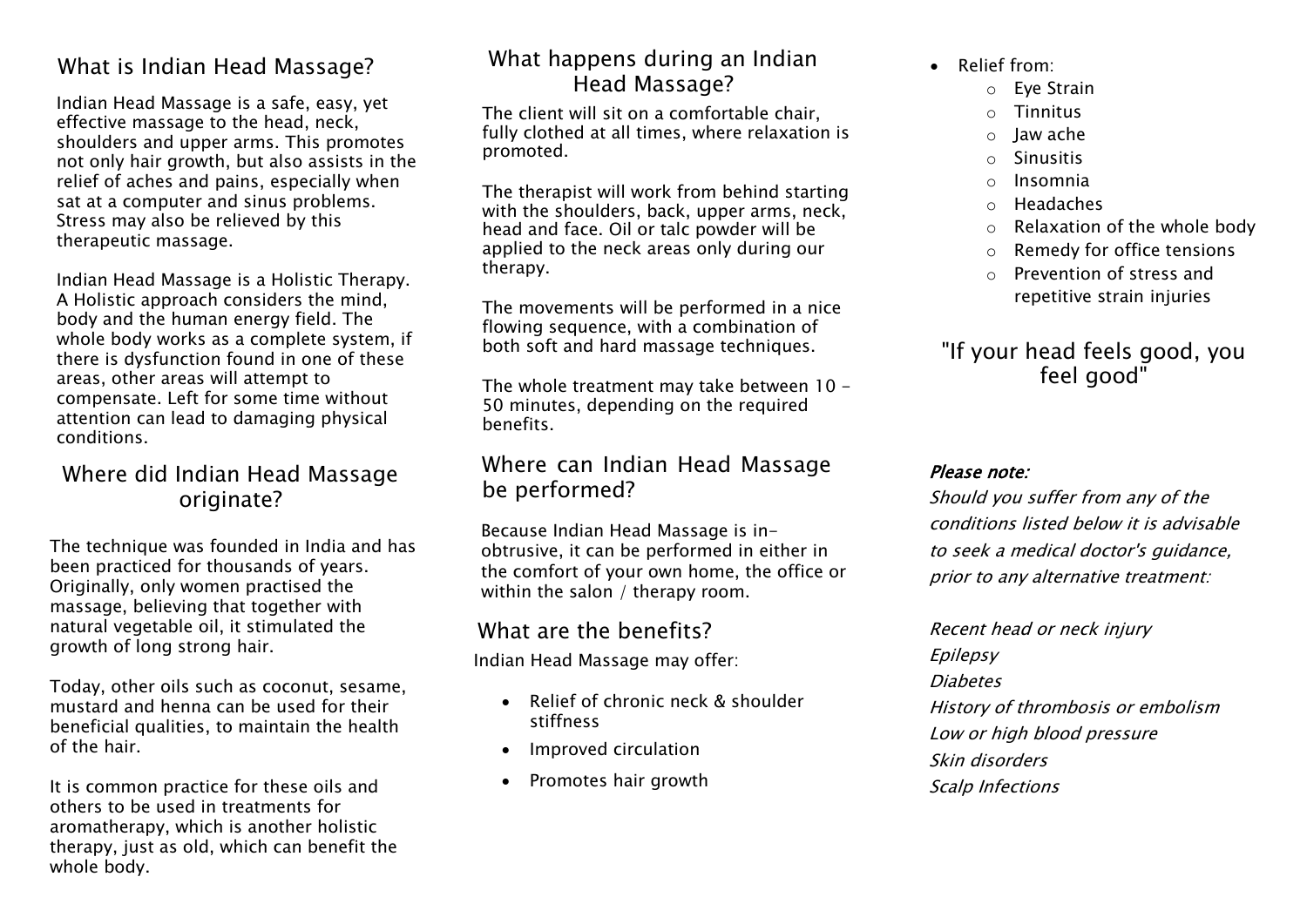## What is Indian Head Massage?

Indian Head Massage is a safe, easy, yet effective massage to the head, neck, shoulders and upper arms. This promotes not only hair growth, but also assists in the relief of aches and pains, especially when sat at a computer and sinus problems. Stress may also be relieved by this therapeutic massage.

Indian Head Massage is a Holistic Therapy. A Holistic approach considers the mind, body and the human energy field. The whole body works as a complete system, if there is dysfunction found in one of these areas, other areas will attempt to compensate. Left for some time without attention can lead to damaging physical conditions.

## Where did Indian Head Massage originate?

The technique was founded in India and has been practiced for thousands of years. Originally, only women practised the massage, believing that together with natural vegetable oil, it stimulated the growth of long strong hair.

Today, other oils such as coconut, sesame, mustard and henna can be used for their beneficial qualities, to maintain the health of the hair.

It is common practice for these oils and others to be used in treatments for aromatherapy, which is another holistic therapy, just as old, which can benefit the whole body.

## What happens during an Indian Head Massage?

The client will sit on a comfortable chair, fully clothed at all times, where relaxation is promoted.

The therapist will work from behind starting with the shoulders, back, upper arms, neck, head and face. Oil or talc powder will be applied to the neck areas only during our therapy.

The movements will be performed in a nice flowing sequence, with a combination of both soft and hard massage techniques.

The whole treatment may take between 10 - 50 minutes, depending on the required benefits.

## Where can Indian Head Massage be performed?

Because Indian Head Massage is in-obtrusive, it can be performed in either in the comfort of your own home, the office or within the salon / therapy room.

## What are the benefits?

Indian Head Massage may offer:

- Relief of chronic neck & shoulder stiffness
- Improved circulation
- Promotes hair growth
- Relief from:
  - Eye Strain
  - Tinnitus
  - Jaw ache
  - Sinusitis
  - Insomnia
  - Headaches
  - Relaxation of the whole body
  - Remedy for office tensions
  - Prevention of stress and repetitive strain injuries

"If your head feels good, you feel good"

***Please note:***

*Should you suffer from any of the conditions listed below it is advisable to seek a medical doctor's guidance, prior to any alternative treatment:*

*Recent head or neck injury*
*Epilepsy*
*Diabetes*
*History of thrombosis or embolism*
*Low or high blood pressure*
*Skin disorders*
*Scalp Infections*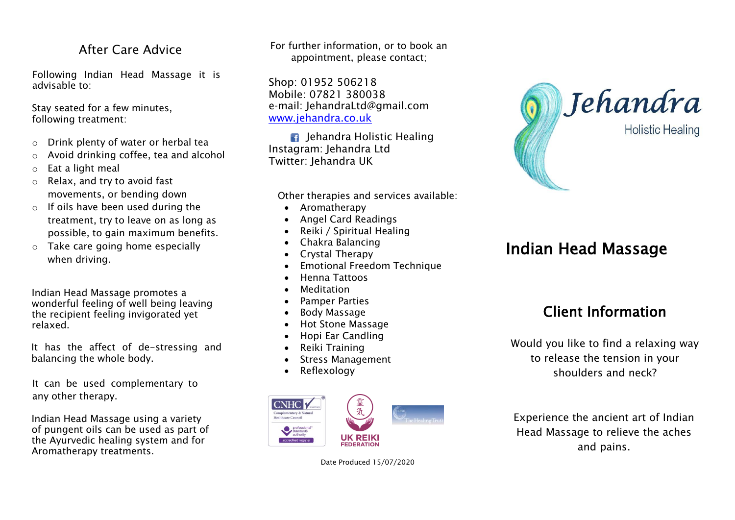## After Care Advice

Following Indian Head Massage it is advisable to:

Stay seated for a few minutes, following treatment:

- Drink plenty of water or herbal tea
- Avoid drinking coffee, tea and alcohol
- Eat a light meal
- Relax, and try to avoid fast movements, or bending down
- If oils have been used during the treatment, try to leave on as long as possible, to gain maximum benefits.
- Take care going home especially when driving.

Indian Head Massage promotes a wonderful feeling of well being leaving the recipient feeling invigorated yet relaxed.

It has the affect of de-stressing and balancing the whole body.

It can be used complementary to any other therapy.

Indian Head Massage using a variety of pungent oils can be used as part of the Ayurvedic healing system and for Aromatherapy treatments.

For further information, or to book an appointment, please contact;

Shop: 01952 506218
Mobile: 07821 380038
e-mail: JehandraLtd@gmail.com
www.jehandra.co.uk

Jehandra Holistic Healing
Instagram: Jehandra Ltd
Twitter: Jehandra UK

Other therapies and services available:

- Aromatherapy
- Angel Card Readings
- Reiki / Spiritual Healing
- Chakra Balancing
- Crystal Therapy
- Emotional Freedom Technique
- Henna Tattoos
- Meditation
- Pamper Parties
- Body Massage
- Hot Stone Massage
- Hopi Ear Candling
- Reiki Training
- Stress Management
- Reflexology

CNHC Complementary & Natural Healthcare Council — professional standards authority accredited register

UK REIKI FEDERATION

The Healing Trust

Date Produced 15/07/2020

# Jehandra

Holistic Healing

# Indian Head Massage

## Client Information

Would you like to find a relaxing way to release the tension in your shoulders and neck?

Experience the ancient art of Indian Head Massage to relieve the aches and pains.